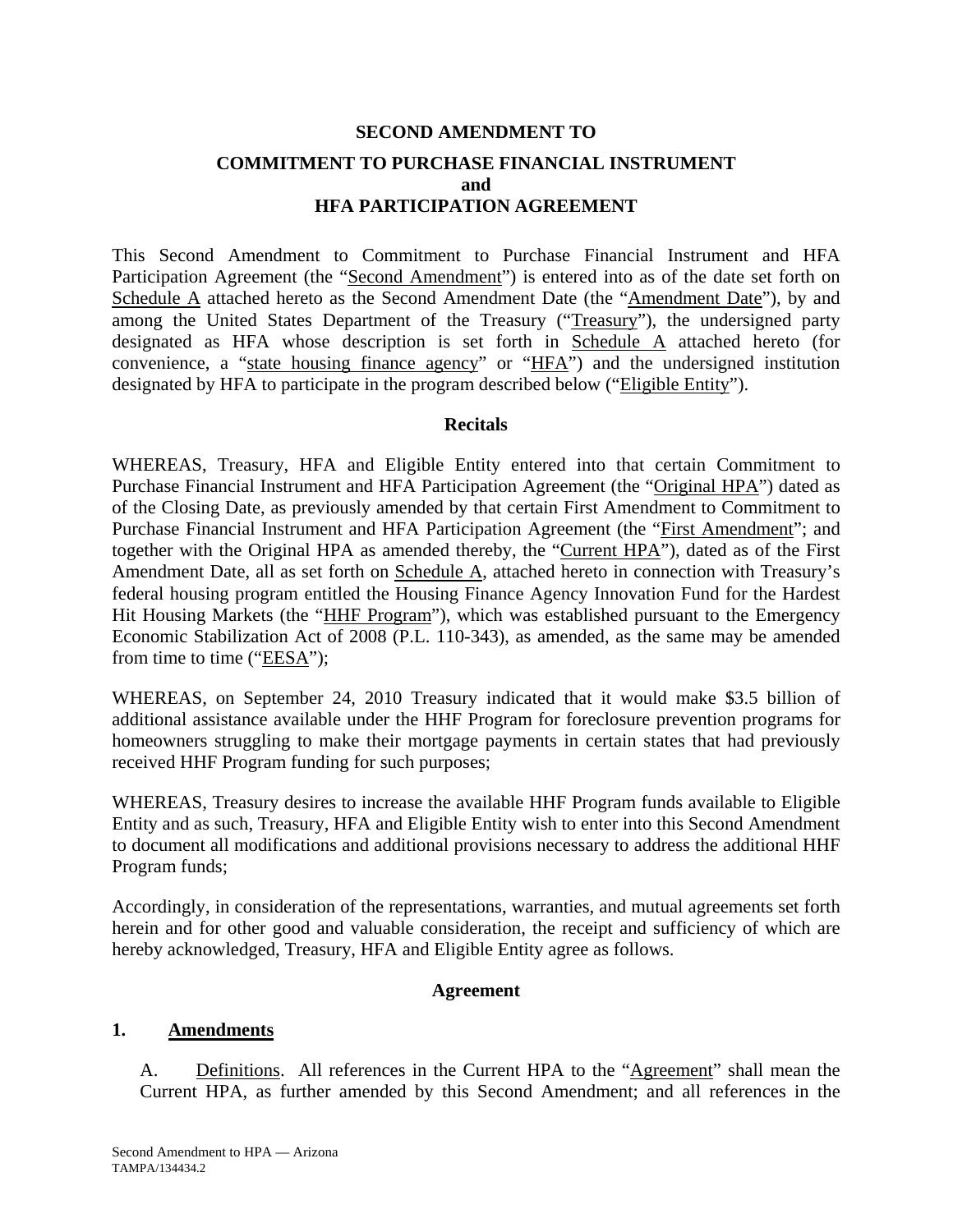# SECOND AMENDMENT TO

## COMMITMENT TO PURCHASE FINANCIAL INSTRUMENT
## and
## HFA PARTICIPATION AGREEMENT

This Second Amendment to Commitment to Purchase Financial Instrument and HFA Participation Agreement (the "Second Amendment") is entered into as of the date set forth on Schedule A attached hereto as the Second Amendment Date (the "Amendment Date"), by and among the United States Department of the Treasury ("Treasury"), the undersigned party designated as HFA whose description is set forth in Schedule A attached hereto (for convenience, a "state housing finance agency" or "HFA") and the undersigned institution designated by HFA to participate in the program described below ("Eligible Entity").

### Recitals

WHEREAS, Treasury, HFA and Eligible Entity entered into that certain Commitment to Purchase Financial Instrument and HFA Participation Agreement (the "Original HPA") dated as of the Closing Date, as previously amended by that certain First Amendment to Commitment to Purchase Financial Instrument and HFA Participation Agreement (the "First Amendment"; and together with the Original HPA as amended thereby, the "Current HPA"), dated as of the First Amendment Date, all as set forth on Schedule A, attached hereto in connection with Treasury's federal housing program entitled the Housing Finance Agency Innovation Fund for the Hardest Hit Housing Markets (the "HHF Program"), which was established pursuant to the Emergency Economic Stabilization Act of 2008 (P.L. 110-343), as amended, as the same may be amended from time to time ("EESA");

WHEREAS, on September 24, 2010 Treasury indicated that it would make $3.5 billion of additional assistance available under the HHF Program for foreclosure prevention programs for homeowners struggling to make their mortgage payments in certain states that had previously received HHF Program funding for such purposes;

WHEREAS, Treasury desires to increase the available HHF Program funds available to Eligible Entity and as such, Treasury, HFA and Eligible Entity wish to enter into this Second Amendment to document all modifications and additional provisions necessary to address the additional HHF Program funds;

Accordingly, in consideration of the representations, warranties, and mutual agreements set forth herein and for other good and valuable consideration, the receipt and sufficiency of which are hereby acknowledged, Treasury, HFA and Eligible Entity agree as follows.

### Agreement

**1. Amendments**

A. Definitions. All references in the Current HPA to the "Agreement" shall mean the Current HPA, as further amended by this Second Amendment; and all references in the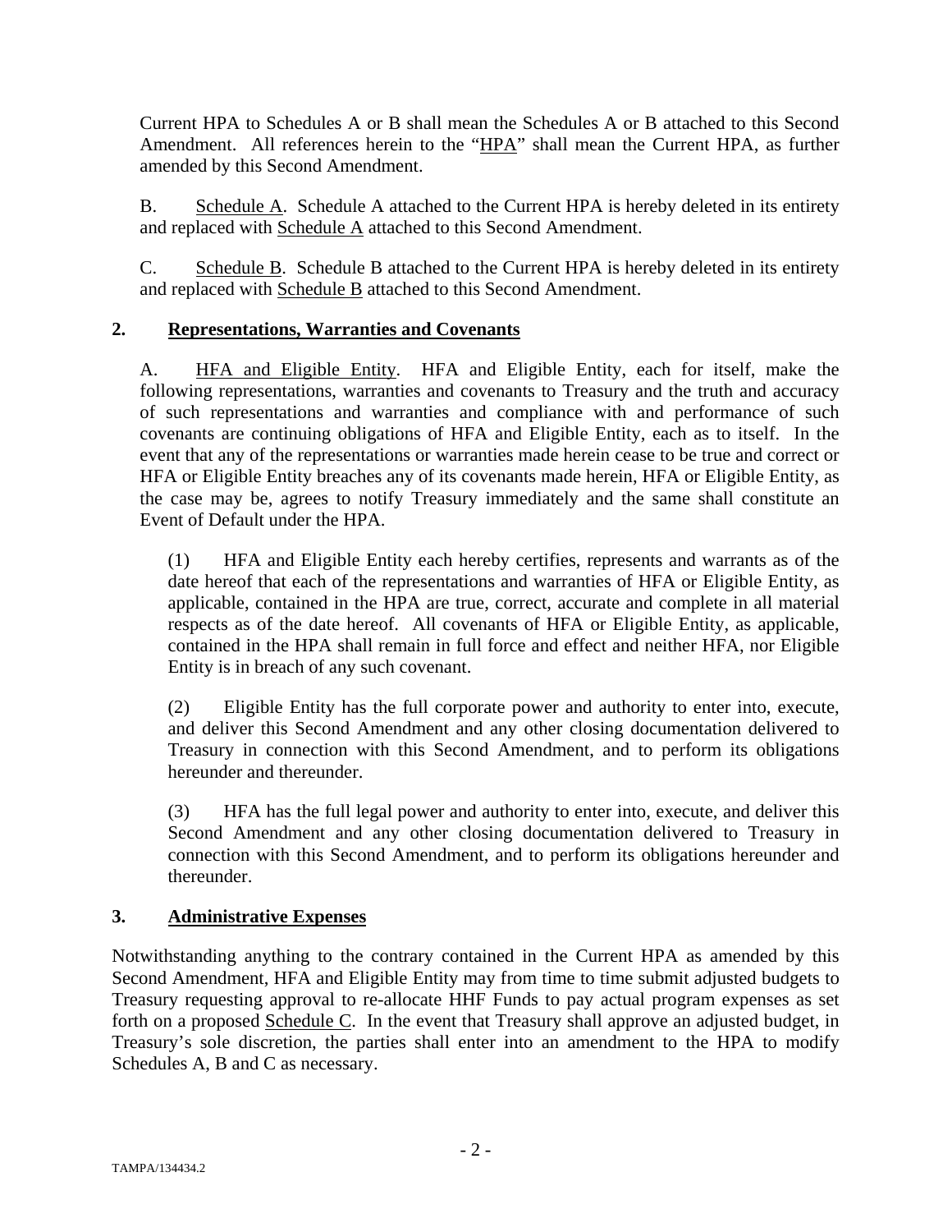Current HPA to Schedules A or B shall mean the Schedules A or B attached to this Second Amendment. All references herein to the "HPA" shall mean the Current HPA, as further amended by this Second Amendment.

B. Schedule A. Schedule A attached to the Current HPA is hereby deleted in its entirety and replaced with Schedule A attached to this Second Amendment.

C. Schedule B. Schedule B attached to the Current HPA is hereby deleted in its entirety and replaced with Schedule B attached to this Second Amendment.

## 2. Representations, Warranties and Covenants

A. HFA and Eligible Entity. HFA and Eligible Entity, each for itself, make the following representations, warranties and covenants to Treasury and the truth and accuracy of such representations and warranties and compliance with and performance of such covenants are continuing obligations of HFA and Eligible Entity, each as to itself. In the event that any of the representations or warranties made herein cease to be true and correct or HFA or Eligible Entity breaches any of its covenants made herein, HFA or Eligible Entity, as the case may be, agrees to notify Treasury immediately and the same shall constitute an Event of Default under the HPA.

(1) HFA and Eligible Entity each hereby certifies, represents and warrants as of the date hereof that each of the representations and warranties of HFA or Eligible Entity, as applicable, contained in the HPA are true, correct, accurate and complete in all material respects as of the date hereof. All covenants of HFA or Eligible Entity, as applicable, contained in the HPA shall remain in full force and effect and neither HFA, nor Eligible Entity is in breach of any such covenant.

(2) Eligible Entity has the full corporate power and authority to enter into, execute, and deliver this Second Amendment and any other closing documentation delivered to Treasury in connection with this Second Amendment, and to perform its obligations hereunder and thereunder.

(3) HFA has the full legal power and authority to enter into, execute, and deliver this Second Amendment and any other closing documentation delivered to Treasury in connection with this Second Amendment, and to perform its obligations hereunder and thereunder.

## 3. Administrative Expenses

Notwithstanding anything to the contrary contained in the Current HPA as amended by this Second Amendment, HFA and Eligible Entity may from time to time submit adjusted budgets to Treasury requesting approval to re-allocate HHF Funds to pay actual program expenses as set forth on a proposed Schedule C. In the event that Treasury shall approve an adjusted budget, in Treasury's sole discretion, the parties shall enter into an amendment to the HPA to modify Schedules A, B and C as necessary.

TAMPA/134434.2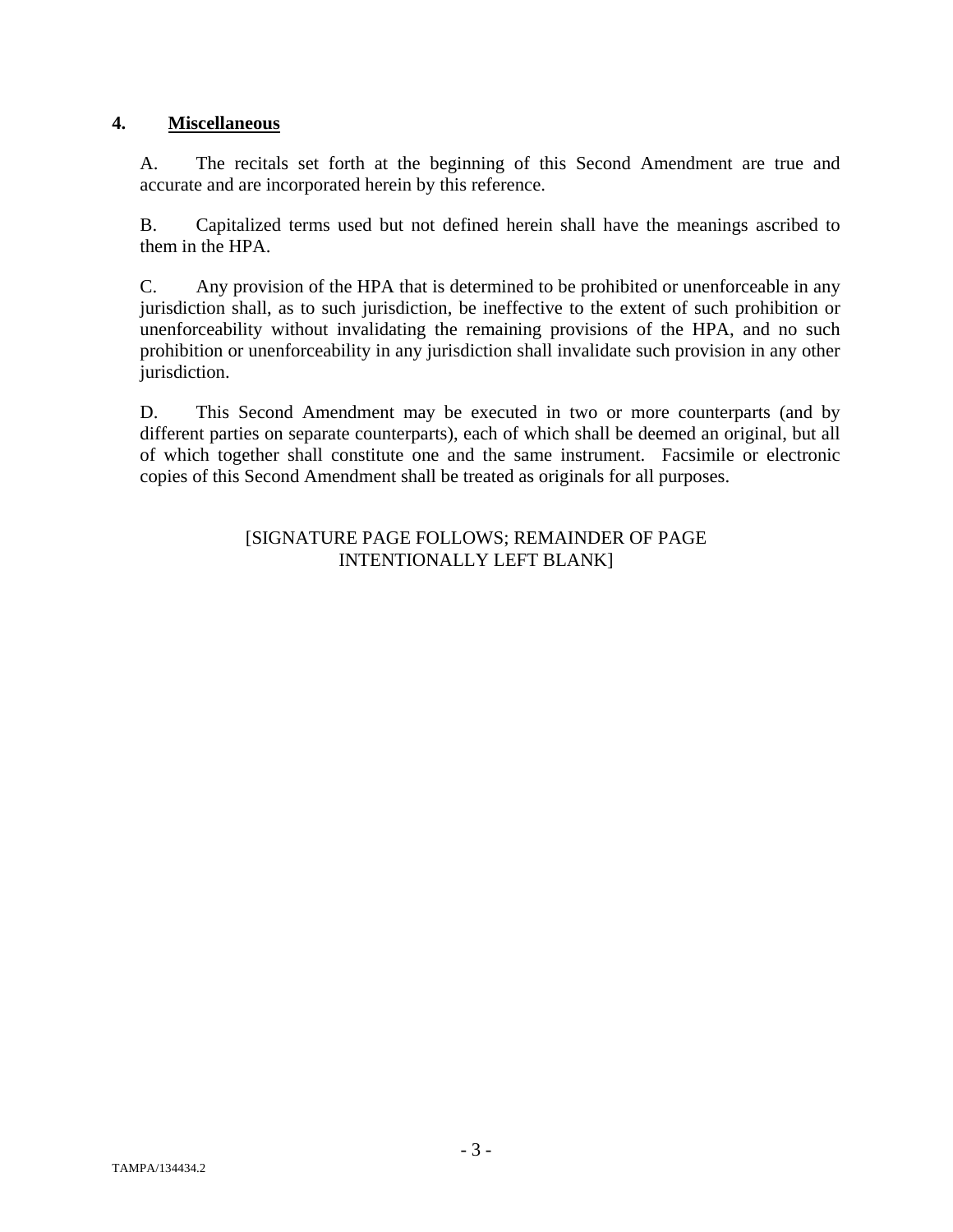## 4. **Miscellaneous**

A. The recitals set forth at the beginning of this Second Amendment are true and accurate and are incorporated herein by this reference.

B. Capitalized terms used but not defined herein shall have the meanings ascribed to them in the HPA.

C. Any provision of the HPA that is determined to be prohibited or unenforceable in any jurisdiction shall, as to such jurisdiction, be ineffective to the extent of such prohibition or unenforceability without invalidating the remaining provisions of the HPA, and no such prohibition or unenforceability in any jurisdiction shall invalidate such provision in any other jurisdiction.

D. This Second Amendment may be executed in two or more counterparts (and by different parties on separate counterparts), each of which shall be deemed an original, but all of which together shall constitute one and the same instrument. Facsimile or electronic copies of this Second Amendment shall be treated as originals for all purposes.

[SIGNATURE PAGE FOLLOWS; REMAINDER OF PAGE INTENTIONALLY LEFT BLANK]

TAMPA/134434.2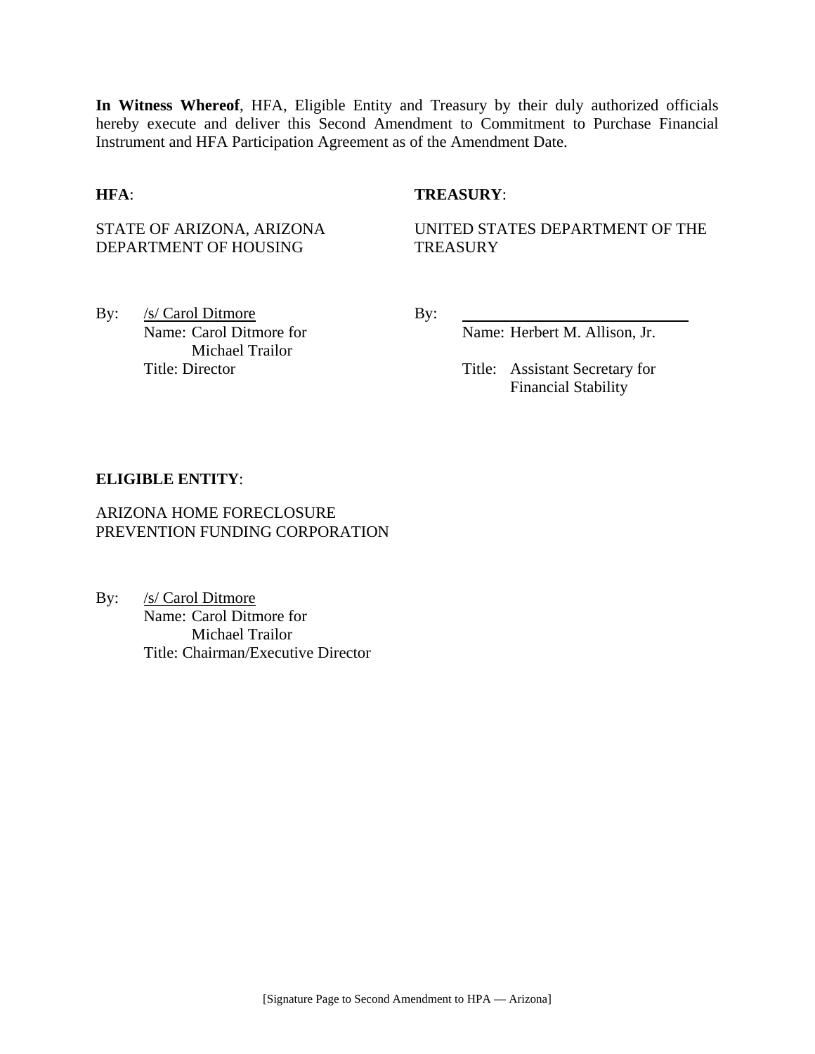**In Witness Whereof**, HFA, Eligible Entity and Treasury by their duly authorized officials hereby execute and deliver this Second Amendment to Commitment to Purchase Financial Instrument and HFA Participation Agreement as of the Amendment Date.

**HFA**:

STATE OF ARIZONA, ARIZONA DEPARTMENT OF HOUSING

By: /s/ Carol Ditmore
Name: Carol Ditmore for Michael Trailor
Title: Director

**TREASURY**:

UNITED STATES DEPARTMENT OF THE TREASURY

By: ______________________________
Name: Herbert M. Allison, Jr.
Title: Assistant Secretary for Financial Stability

**ELIGIBLE ENTITY**:

ARIZONA HOME FORECLOSURE PREVENTION FUNDING CORPORATION

By: /s/ Carol Ditmore
Name: Carol Ditmore for Michael Trailor
Title: Chairman/Executive Director

[Signature Page to Second Amendment to HPA — Arizona]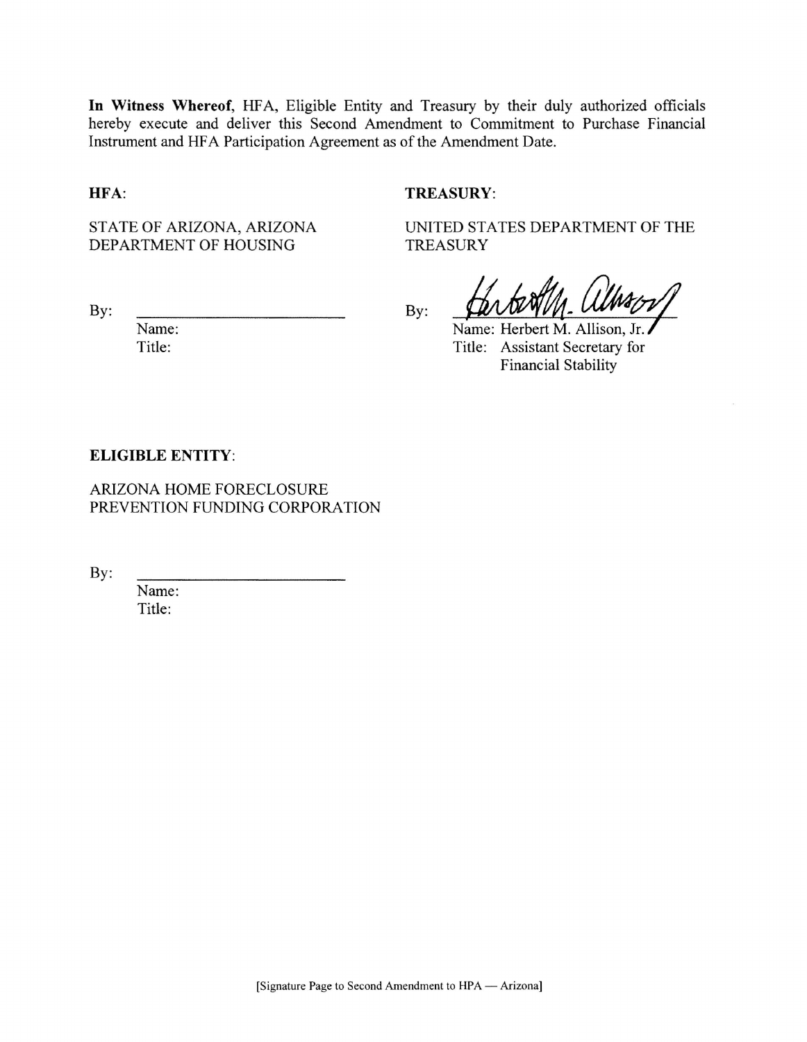**In Witness Whereof**, HFA, Eligible Entity and Treasury by their duly authorized officials hereby execute and deliver this Second Amendment to Commitment to Purchase Financial Instrument and HFA Participation Agreement as of the Amendment Date.

**HFA**:

STATE OF ARIZONA, ARIZONA DEPARTMENT OF HOUSING

By: ______________________

Name:
Title:

**TREASURY**:

UNITED STATES DEPARTMENT OF THE TREASURY

By: ______________________

Name: Herbert M. Allison, Jr.
Title: Assistant Secretary for Financial Stability

**ELIGIBLE ENTITY**:

ARIZONA HOME FORECLOSURE PREVENTION FUNDING CORPORATION

By: ______________________

Name:
Title:

[Signature Page to Second Amendment to HPA — Arizona]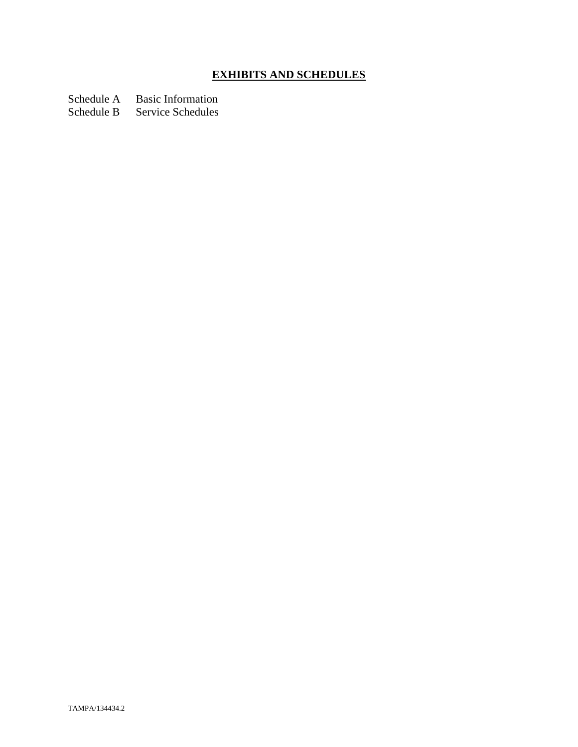## EXHIBITS AND SCHEDULES

Schedule A Basic Information
Schedule B Service Schedules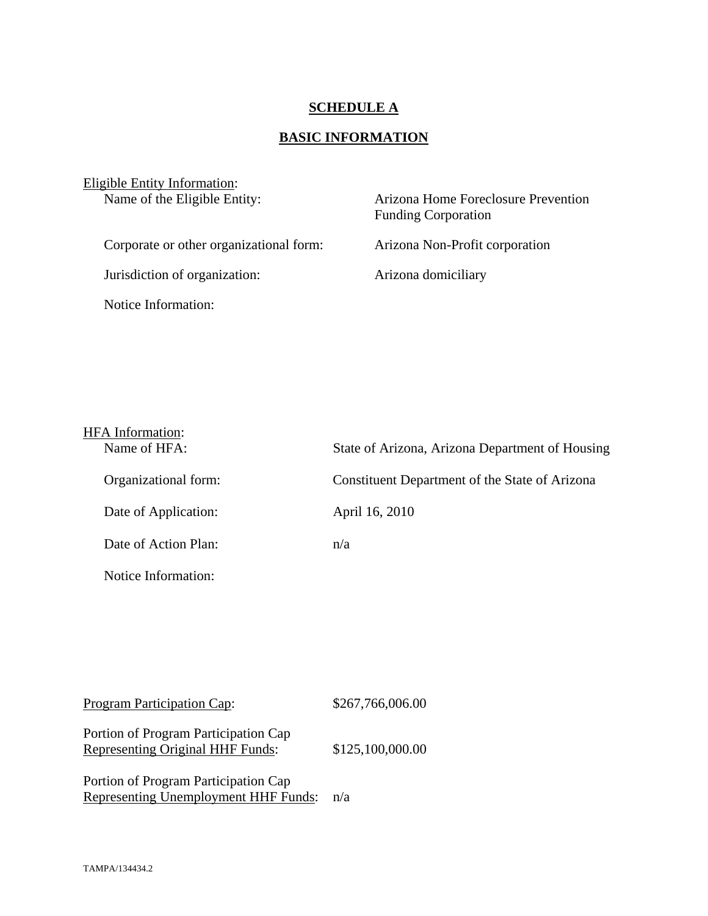# SCHEDULE A

## BASIC INFORMATION

Eligible Entity Information:

| | |
|---|---|
| Name of the Eligible Entity: | Arizona Home Foreclosure Prevention Funding Corporation |
| Corporate or other organizational form: | Arizona Non-Profit corporation |
| Jurisdiction of organization: | Arizona domiciliary |
| Notice Information: | |

HFA Information:

| | |
|---|---|
| Name of HFA: | State of Arizona, Arizona Department of Housing |
| Organizational form: | Constituent Department of the State of Arizona |
| Date of Application: | April 16, 2010 |
| Date of Action Plan: | n/a |
| Notice Information: | |

| | |
|---|---|
| Program Participation Cap: | $267,766,006.00 |
| Portion of Program Participation Cap Representing Original HHF Funds: | $125,100,000.00 |
| Portion of Program Participation Cap Representing Unemployment HHF Funds: | n/a |

TAMPA/134434.2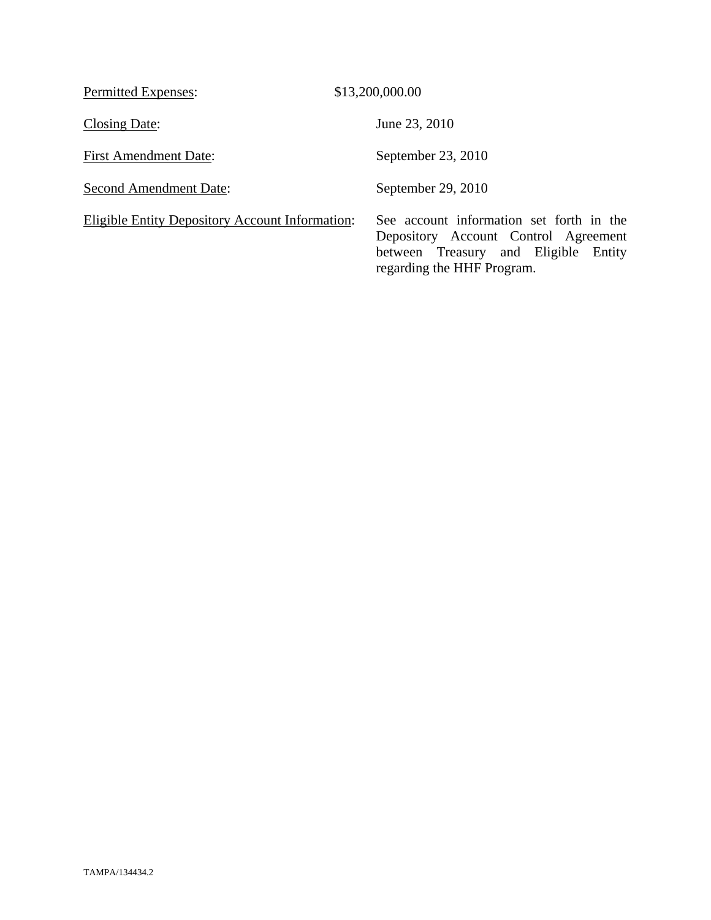Permitted Expenses: $13,200,000.00

Closing Date: June 23, 2010

First Amendment Date: September 23, 2010

Second Amendment Date: September 29, 2010

Eligible Entity Depository Account Information: See account information set forth in the Depository Account Control Agreement between Treasury and Eligible Entity regarding the HHF Program.

TAMPA/134434.2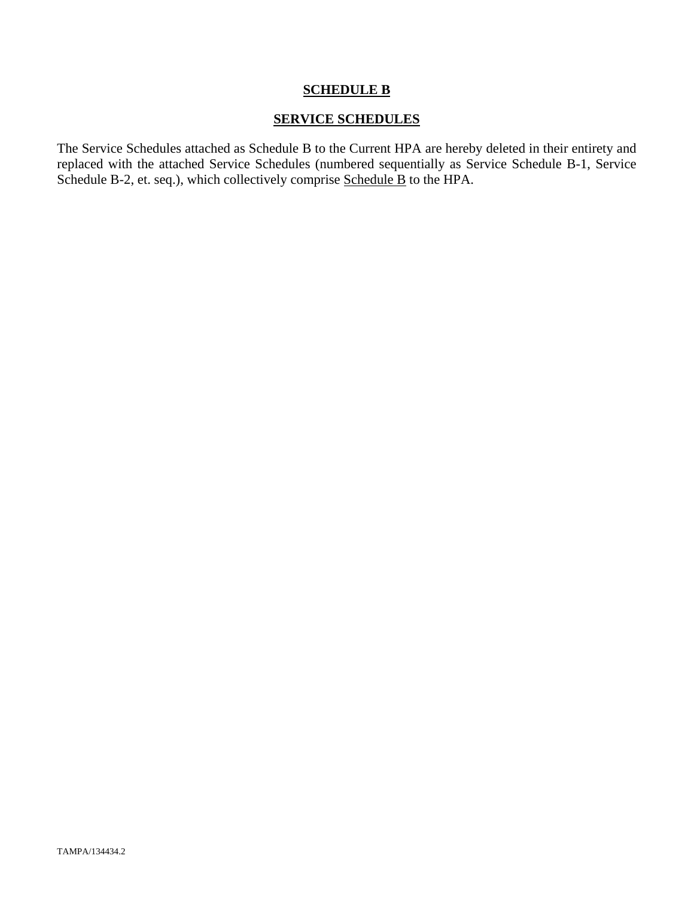# SCHEDULE B

## SERVICE SCHEDULES

The Service Schedules attached as Schedule B to the Current HPA are hereby deleted in their entirety and replaced with the attached Service Schedules (numbered sequentially as Service Schedule B-1, Service Schedule B-2, et. seq.), which collectively comprise Schedule B to the HPA.

TAMPA/134434.2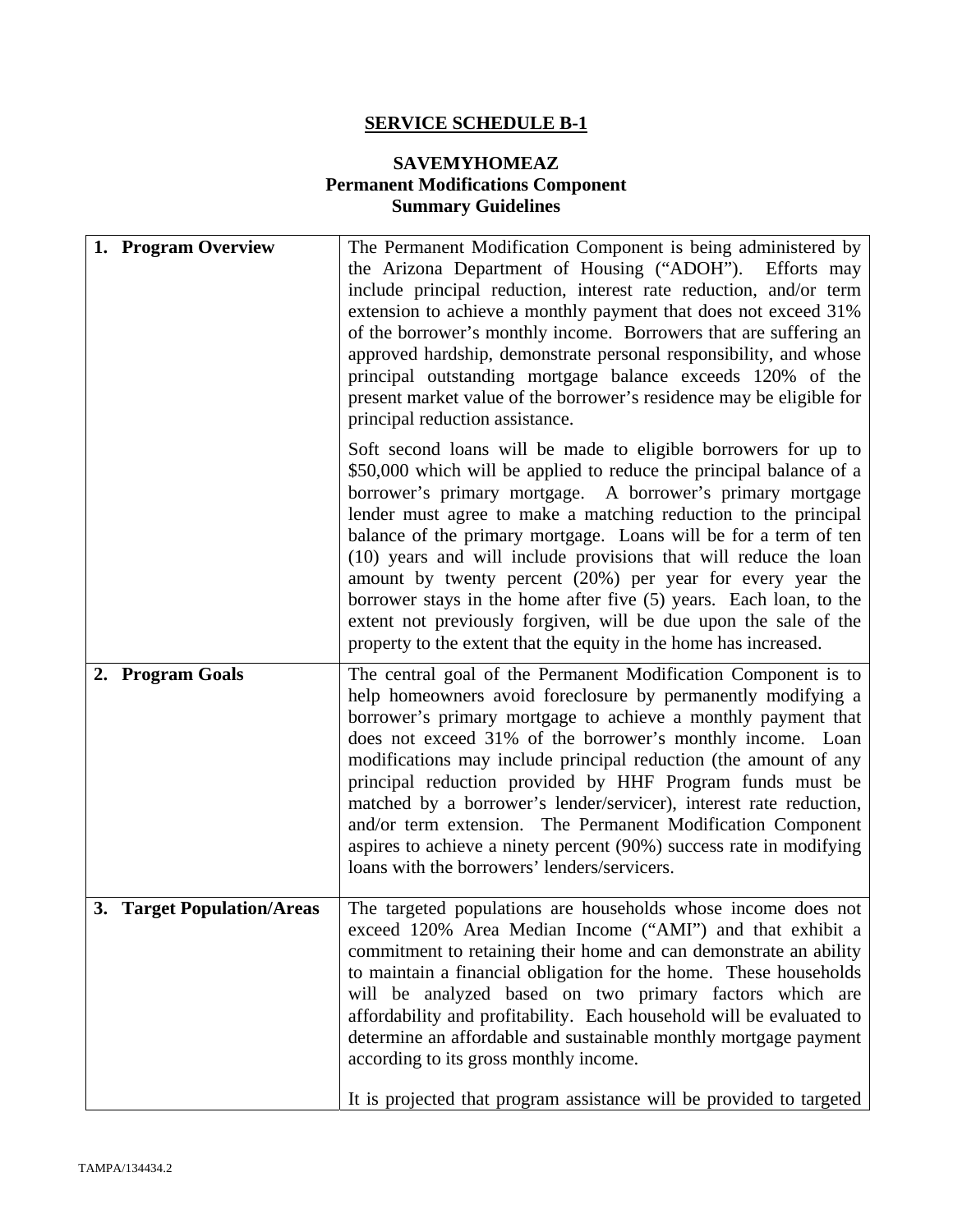## SERVICE SCHEDULE B-1

### SAVEMYHOMEAZ
### Permanent Modifications Component
### Summary Guidelines

| | |
|---|---|
| **1. Program Overview** | The Permanent Modification Component is being administered by the Arizona Department of Housing ("ADOH"). Efforts may include principal reduction, interest rate reduction, and/or term extension to achieve a monthly payment that does not exceed 31% of the borrower's monthly income. Borrowers that are suffering an approved hardship, demonstrate personal responsibility, and whose principal outstanding mortgage balance exceeds 120% of the present market value of the borrower's residence may be eligible for principal reduction assistance.<br><br>Soft second loans will be made to eligible borrowers for up to \$50,000 which will be applied to reduce the principal balance of a borrower's primary mortgage. A borrower's primary mortgage lender must agree to make a matching reduction to the principal balance of the primary mortgage. Loans will be for a term of ten (10) years and will include provisions that will reduce the loan amount by twenty percent (20%) per year for every year the borrower stays in the home after five (5) years. Each loan, to the extent not previously forgiven, will be due upon the sale of the property to the extent that the equity in the home has increased. |
| **2. Program Goals** | The central goal of the Permanent Modification Component is to help homeowners avoid foreclosure by permanently modifying a borrower's primary mortgage to achieve a monthly payment that does not exceed 31% of the borrower's monthly income. Loan modifications may include principal reduction (the amount of any principal reduction provided by HHF Program funds must be matched by a borrower's lender/servicer), interest rate reduction, and/or term extension. The Permanent Modification Component aspires to achieve a ninety percent (90%) success rate in modifying loans with the borrowers' lenders/servicers. |
| **3. Target Population/Areas** | The targeted populations are households whose income does not exceed 120% Area Median Income ("AMI") and that exhibit a commitment to retaining their home and can demonstrate an ability to maintain a financial obligation for the home. These households will be analyzed based on two primary factors which are affordability and profitability. Each household will be evaluated to determine an affordable and sustainable monthly mortgage payment according to its gross monthly income.<br><br>It is projected that program assistance will be provided to targeted |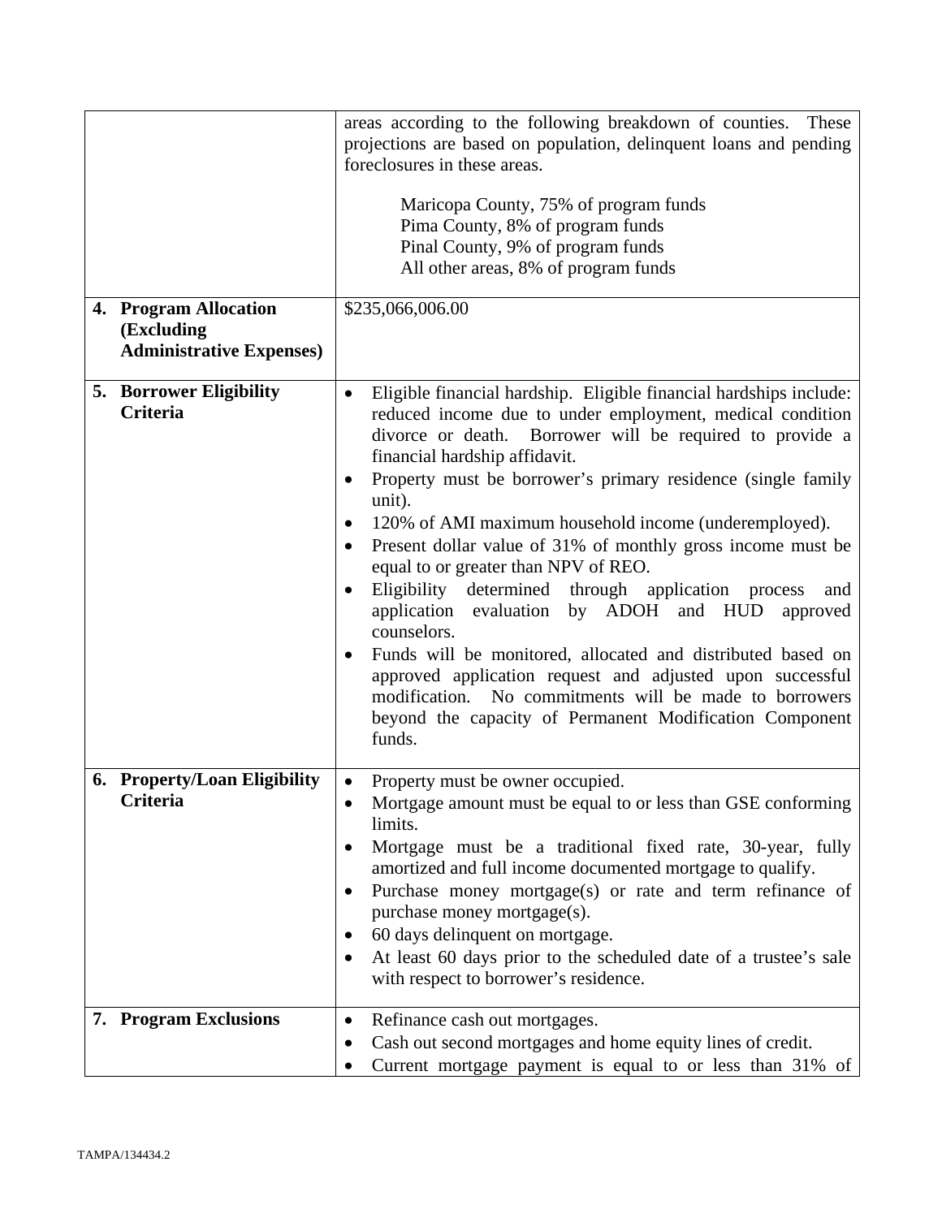| | |
|---|---|
| | areas according to the following breakdown of counties. These projections are based on population, delinquent loans and pending foreclosures in these areas.<br><br>Maricopa County, 75% of program funds<br>Pima County, 8% of program funds<br>Pinal County, 9% of program funds<br>All other areas, 8% of program funds |
| **4. Program Allocation (Excluding Administrative Expenses)** | $235,066,006.00 |
| **5. Borrower Eligibility Criteria** | • Eligible financial hardship. Eligible financial hardships include: reduced income due to under employment, medical condition divorce or death. Borrower will be required to provide a financial hardship affidavit.<br>• Property must be borrower's primary residence (single family unit).<br>• 120% of AMI maximum household income (underemployed).<br>• Present dollar value of 31% of monthly gross income must be equal to or greater than NPV of REO.<br>• Eligibility determined through application process and application evaluation by ADOH and HUD approved counselors.<br>• Funds will be monitored, allocated and distributed based on approved application request and adjusted upon successful modification. No commitments will be made to borrowers beyond the capacity of Permanent Modification Component funds. |
| **6. Property/Loan Eligibility Criteria** | • Property must be owner occupied.<br>• Mortgage amount must be equal to or less than GSE conforming limits.<br>• Mortgage must be a traditional fixed rate, 30-year, fully amortized and full income documented mortgage to qualify.<br>• Purchase money mortgage(s) or rate and term refinance of purchase money mortgage(s).<br>• 60 days delinquent on mortgage.<br>• At least 60 days prior to the scheduled date of a trustee's sale with respect to borrower's residence. |
| **7. Program Exclusions** | • Refinance cash out mortgages.<br>• Cash out second mortgages and home equity lines of credit.<br>• Current mortgage payment is equal to or less than 31% of |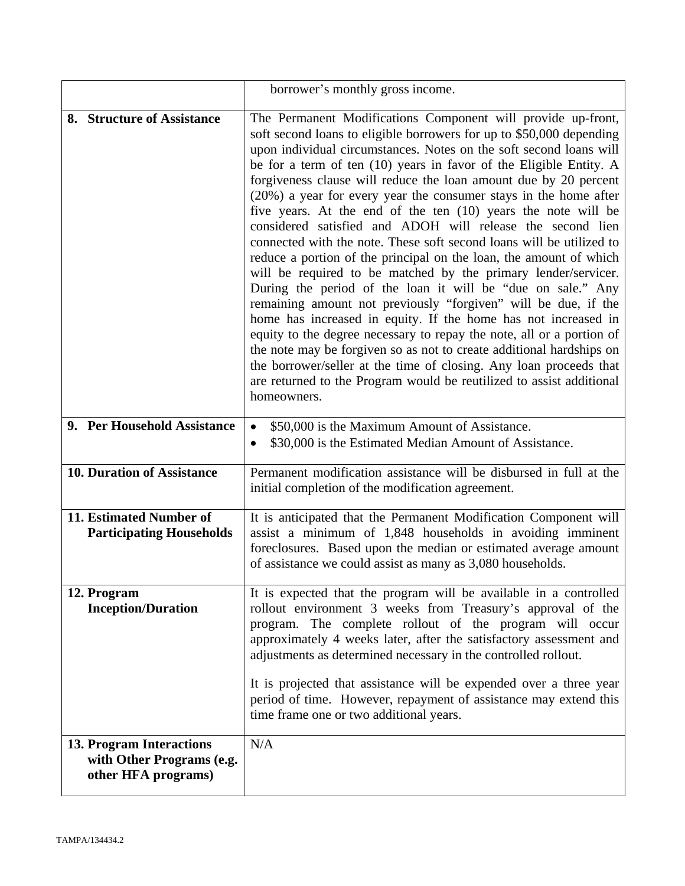| | |
|---|---|
| | borrower's monthly gross income. |
| **8. Structure of Assistance** | The Permanent Modifications Component will provide up-front, soft second loans to eligible borrowers for up to $50,000 depending upon individual circumstances. Notes on the soft second loans will be for a term of ten (10) years in favor of the Eligible Entity. A forgiveness clause will reduce the loan amount due by 20 percent (20%) a year for every year the consumer stays in the home after five years. At the end of the ten (10) years the note will be considered satisfied and ADOH will release the second lien connected with the note. These soft second loans will be utilized to reduce a portion of the principal on the loan, the amount of which will be required to be matched by the primary lender/servicer. During the period of the loan it will be "due on sale." Any remaining amount not previously "forgiven" will be due, if the home has increased in equity. If the home has not increased in equity to the degree necessary to repay the note, all or a portion of the note may be forgiven so as not to create additional hardships on the borrower/seller at the time of closing. Any loan proceeds that are returned to the Program would be reutilized to assist additional homeowners. |
| **9. Per Household Assistance** | • $50,000 is the Maximum Amount of Assistance.<br>• $30,000 is the Estimated Median Amount of Assistance. |
| **10. Duration of Assistance** | Permanent modification assistance will be disbursed in full at the initial completion of the modification agreement. |
| **11. Estimated Number of Participating Households** | It is anticipated that the Permanent Modification Component will assist a minimum of 1,848 households in avoiding imminent foreclosures. Based upon the median or estimated average amount of assistance we could assist as many as 3,080 households. |
| **12. Program Inception/Duration** | It is expected that the program will be available in a controlled rollout environment 3 weeks from Treasury's approval of the program. The complete rollout of the program will occur approximately 4 weeks later, after the satisfactory assessment and adjustments as determined necessary in the controlled rollout.<br><br>It is projected that assistance will be expended over a three year period of time. However, repayment of assistance may extend this time frame one or two additional years. |
| **13. Program Interactions with Other Programs (e.g. other HFA programs)** | N/A |

TAMPA/134434.2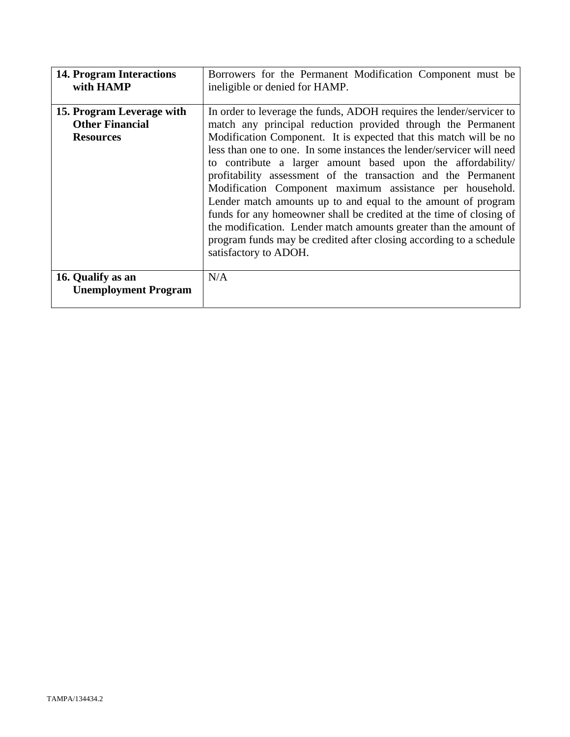| | |
|---|---|
| **14. Program Interactions with HAMP** | Borrowers for the Permanent Modification Component must be ineligible or denied for HAMP. |
| **15. Program Leverage with Other Financial Resources** | In order to leverage the funds, ADOH requires the lender/servicer to match any principal reduction provided through the Permanent Modification Component. It is expected that this match will be no less than one to one. In some instances the lender/servicer will need to contribute a larger amount based upon the affordability/ profitability assessment of the transaction and the Permanent Modification Component maximum assistance per household. Lender match amounts up to and equal to the amount of program funds for any homeowner shall be credited at the time of closing of the modification. Lender match amounts greater than the amount of program funds may be credited after closing according to a schedule satisfactory to ADOH. |
| **16. Qualify as an Unemployment Program** | N/A |

TAMPA/134434.2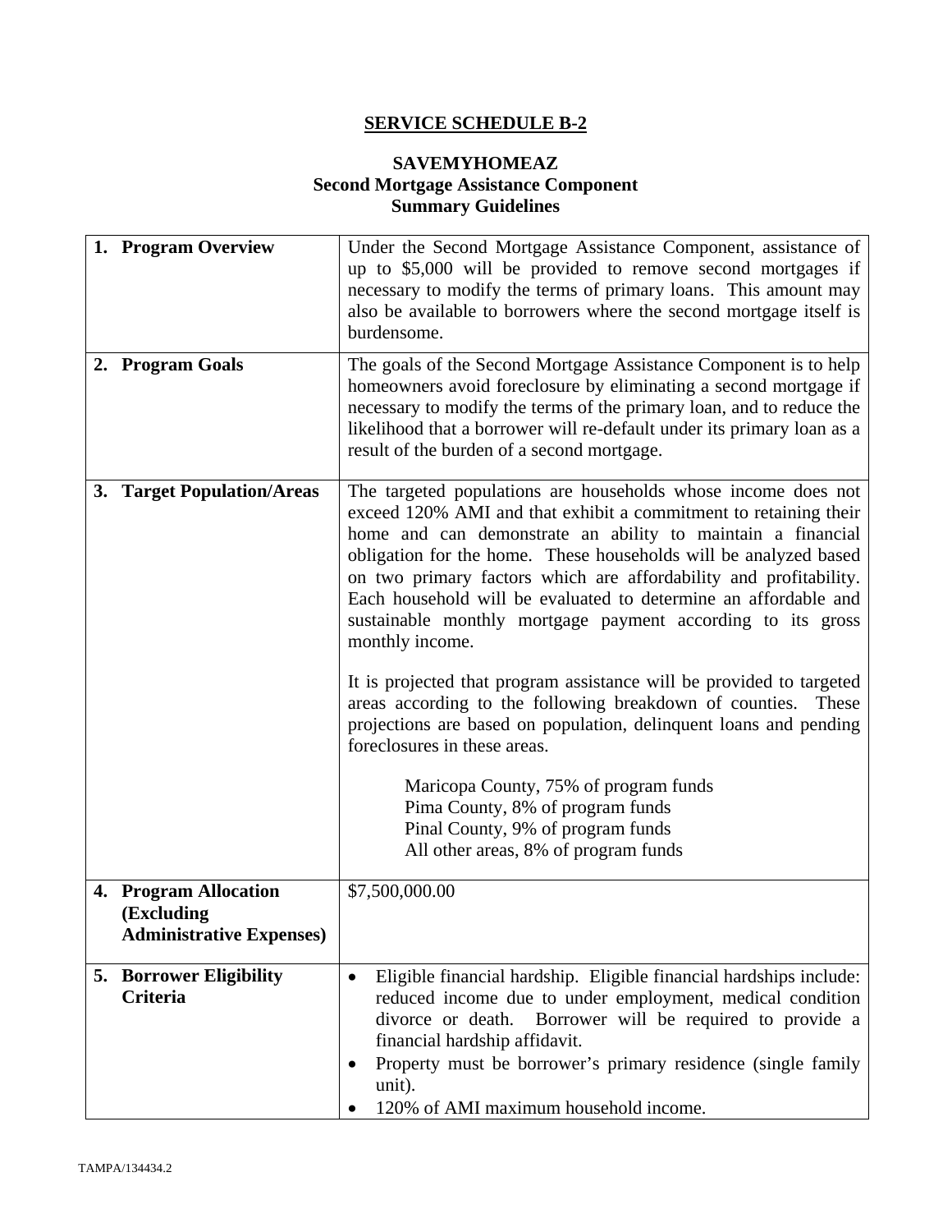## SERVICE SCHEDULE B-2

### SAVEMYHOMEAZ
### Second Mortgage Assistance Component
### Summary Guidelines

| | |
|---|---|
| **1. Program Overview** | Under the Second Mortgage Assistance Component, assistance of up to $5,000 will be provided to remove second mortgages if necessary to modify the terms of primary loans. This amount may also be available to borrowers where the second mortgage itself is burdensome. |
| **2. Program Goals** | The goals of the Second Mortgage Assistance Component is to help homeowners avoid foreclosure by eliminating a second mortgage if necessary to modify the terms of the primary loan, and to reduce the likelihood that a borrower will re-default under its primary loan as a result of the burden of a second mortgage. |
| **3. Target Population/Areas** | The targeted populations are households whose income does not exceed 120% AMI and that exhibit a commitment to retaining their home and can demonstrate an ability to maintain a financial obligation for the home. These households will be analyzed based on two primary factors which are affordability and profitability. Each household will be evaluated to determine an affordable and sustainable monthly mortgage payment according to its gross monthly income.<br><br>It is projected that program assistance will be provided to targeted areas according to the following breakdown of counties. These projections are based on population, delinquent loans and pending foreclosures in these areas.<br><br>Maricopa County, 75% of program funds<br>Pima County, 8% of program funds<br>Pinal County, 9% of program funds<br>All other areas, 8% of program funds |
| **4. Program Allocation (Excluding Administrative Expenses)** | $7,500,000.00 |
| **5. Borrower Eligibility Criteria** | • Eligible financial hardship. Eligible financial hardships include: reduced income due to under employment, medical condition divorce or death. Borrower will be required to provide a financial hardship affidavit.<br>• Property must be borrower's primary residence (single family unit).<br>• 120% of AMI maximum household income. |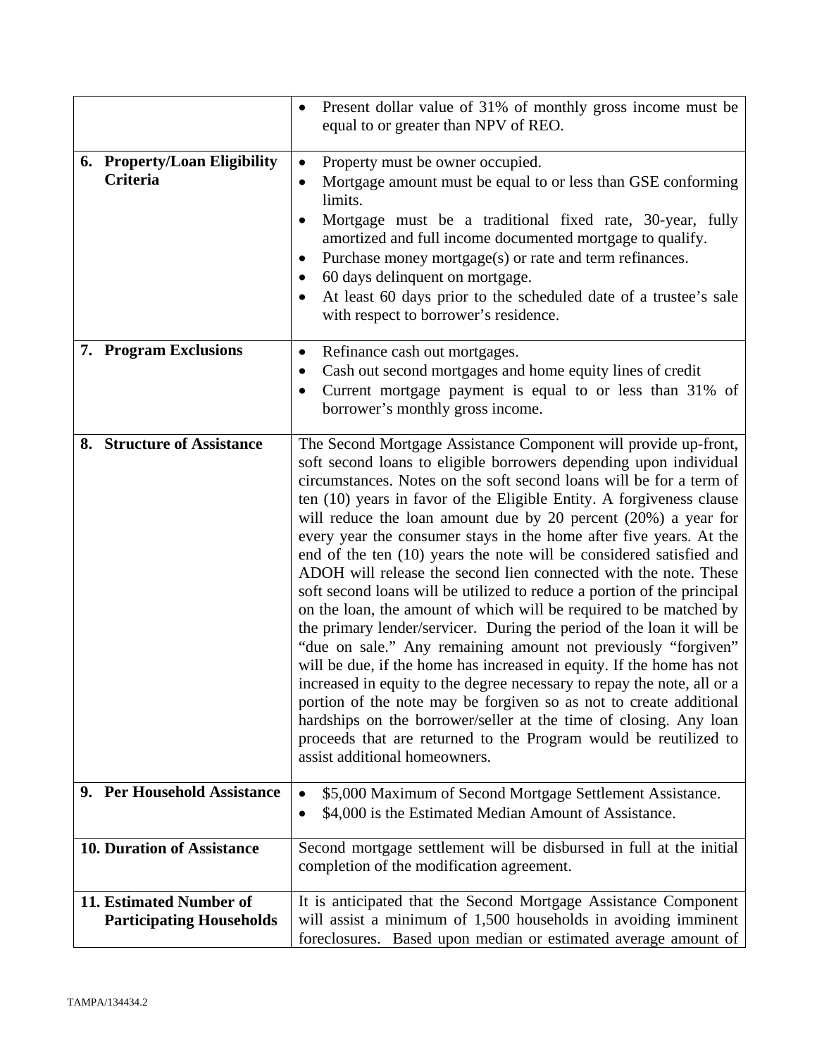| | |
|---|---|
| | • Present dollar value of 31% of monthly gross income must be equal to or greater than NPV of REO. |
| **6. Property/Loan Eligibility Criteria** | • Property must be owner occupied.<br>• Mortgage amount must be equal to or less than GSE conforming limits.<br>• Mortgage must be a traditional fixed rate, 30-year, fully amortized and full income documented mortgage to qualify.<br>• Purchase money mortgage(s) or rate and term refinances.<br>• 60 days delinquent on mortgage.<br>• At least 60 days prior to the scheduled date of a trustee's sale with respect to borrower's residence. |
| **7. Program Exclusions** | • Refinance cash out mortgages.<br>• Cash out second mortgages and home equity lines of credit<br>• Current mortgage payment is equal to or less than 31% of borrower's monthly gross income. |
| **8. Structure of Assistance** | The Second Mortgage Assistance Component will provide up-front, soft second loans to eligible borrowers depending upon individual circumstances. Notes on the soft second loans will be for a term of ten (10) years in favor of the Eligible Entity. A forgiveness clause will reduce the loan amount due by 20 percent (20%) a year for every year the consumer stays in the home after five years. At the end of the ten (10) years the note will be considered satisfied and ADOH will release the second lien connected with the note. These soft second loans will be utilized to reduce a portion of the principal on the loan, the amount of which will be required to be matched by the primary lender/servicer. During the period of the loan it will be "due on sale." Any remaining amount not previously "forgiven" will be due, if the home has increased in equity. If the home has not increased in equity to the degree necessary to repay the note, all or a portion of the note may be forgiven so as not to create additional hardships on the borrower/seller at the time of closing. Any loan proceeds that are returned to the Program would be reutilized to assist additional homeowners. |
| **9. Per Household Assistance** | • $5,000 Maximum of Second Mortgage Settlement Assistance.<br>• $4,000 is the Estimated Median Amount of Assistance. |
| **10. Duration of Assistance** | Second mortgage settlement will be disbursed in full at the initial completion of the modification agreement. |
| **11. Estimated Number of Participating Households** | It is anticipated that the Second Mortgage Assistance Component will assist a minimum of 1,500 households in avoiding imminent foreclosures. Based upon median or estimated average amount of |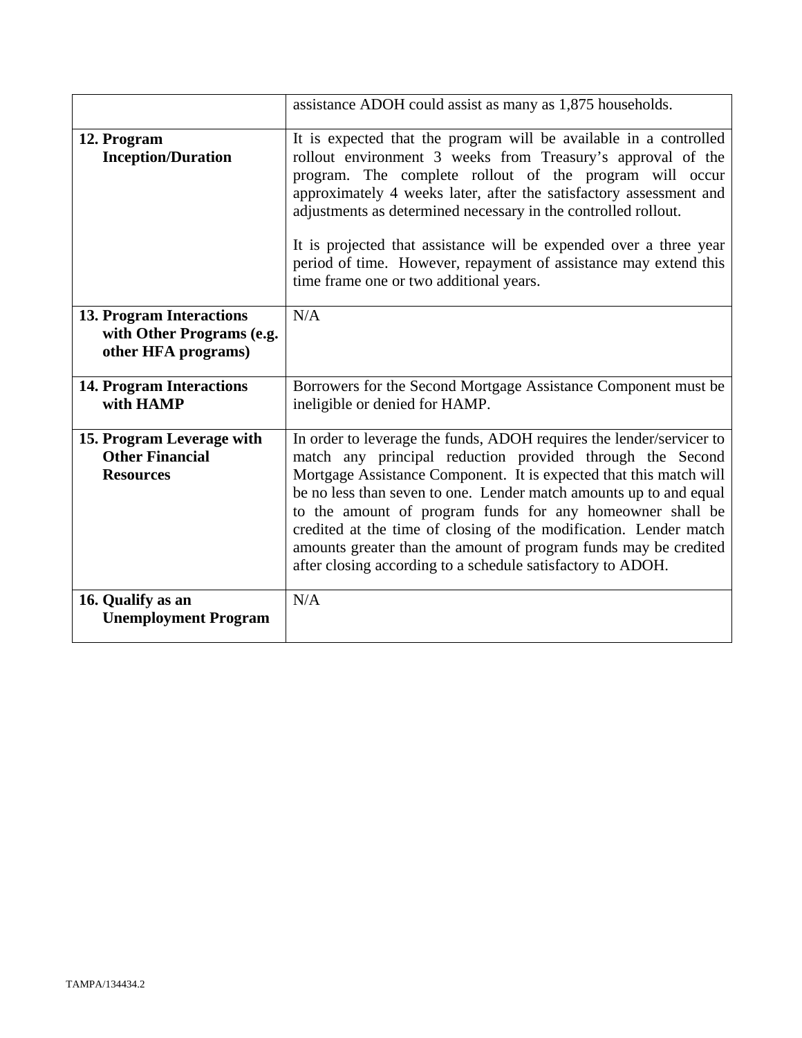| | |
|---|---|
| | assistance ADOH could assist as many as 1,875 households. |
| **12. Program Inception/Duration** | It is expected that the program will be available in a controlled rollout environment 3 weeks from Treasury's approval of the program. The complete rollout of the program will occur approximately 4 weeks later, after the satisfactory assessment and adjustments as determined necessary in the controlled rollout.<br><br>It is projected that assistance will be expended over a three year period of time. However, repayment of assistance may extend this time frame one or two additional years. |
| **13. Program Interactions with Other Programs (e.g. other HFA programs)** | N/A |
| **14. Program Interactions with HAMP** | Borrowers for the Second Mortgage Assistance Component must be ineligible or denied for HAMP. |
| **15. Program Leverage with Other Financial Resources** | In order to leverage the funds, ADOH requires the lender/servicer to match any principal reduction provided through the Second Mortgage Assistance Component. It is expected that this match will be no less than seven to one. Lender match amounts up to and equal to the amount of program funds for any homeowner shall be credited at the time of closing of the modification. Lender match amounts greater than the amount of program funds may be credited after closing according to a schedule satisfactory to ADOH. |
| **16. Qualify as an Unemployment Program** | N/A |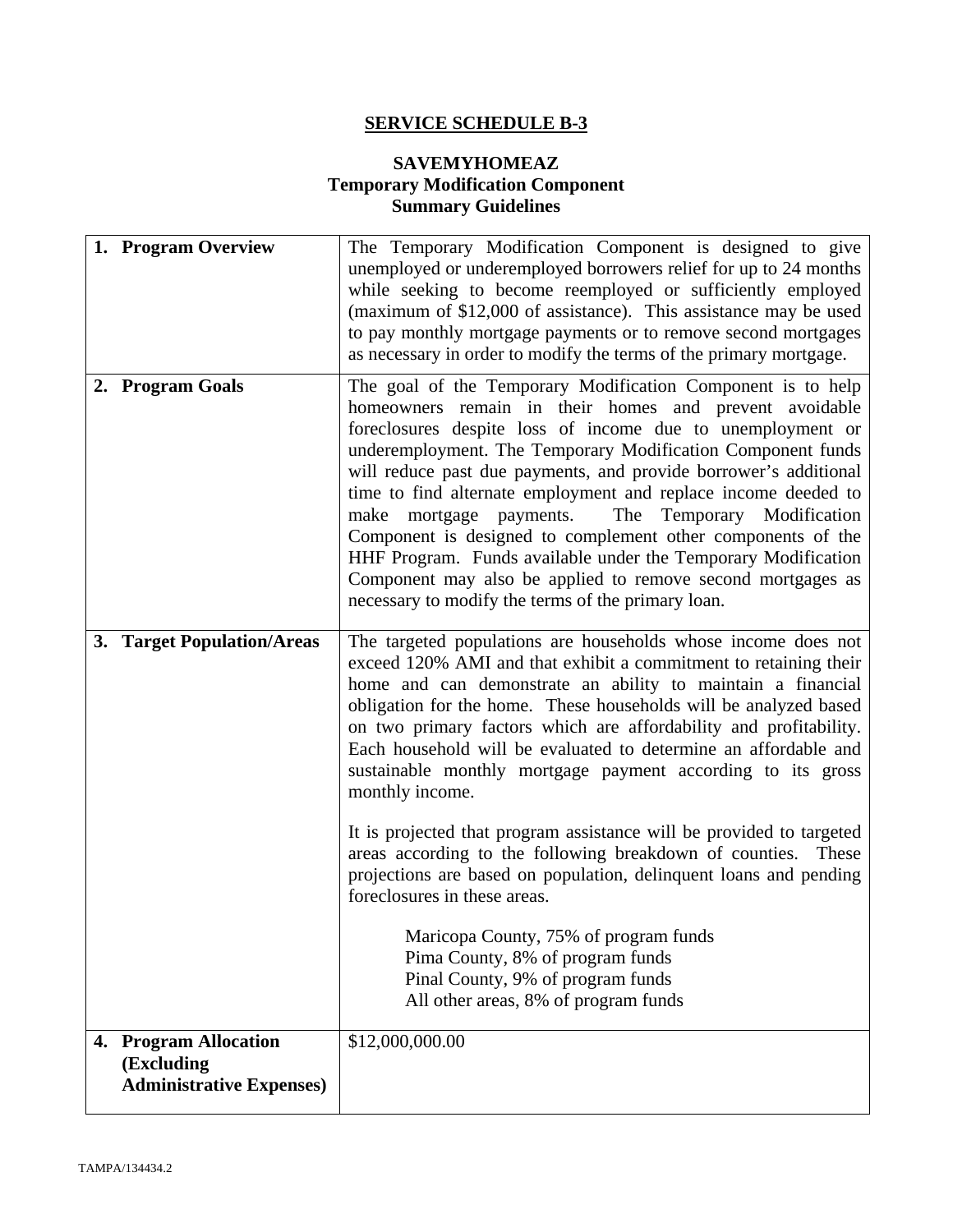# SERVICE SCHEDULE B-3

## SAVEMYHOMEAZ
## Temporary Modification Component
## Summary Guidelines

| | |
|---|---|
| **1. Program Overview** | The Temporary Modification Component is designed to give unemployed or underemployed borrowers relief for up to 24 months while seeking to become reemployed or sufficiently employed (maximum of $12,000 of assistance). This assistance may be used to pay monthly mortgage payments or to remove second mortgages as necessary in order to modify the terms of the primary mortgage. |
| **2. Program Goals** | The goal of the Temporary Modification Component is to help homeowners remain in their homes and prevent avoidable foreclosures despite loss of income due to unemployment or underemployment. The Temporary Modification Component funds will reduce past due payments, and provide borrower's additional time to find alternate employment and replace income deeded to make mortgage payments. The Temporary Modification Component is designed to complement other components of the HHF Program. Funds available under the Temporary Modification Component may also be applied to remove second mortgages as necessary to modify the terms of the primary loan. |
| **3. Target Population/Areas** | The targeted populations are households whose income does not exceed 120% AMI and that exhibit a commitment to retaining their home and can demonstrate an ability to maintain a financial obligation for the home. These households will be analyzed based on two primary factors which are affordability and profitability. Each household will be evaluated to determine an affordable and sustainable monthly mortgage payment according to its gross monthly income.<br><br>It is projected that program assistance will be provided to targeted areas according to the following breakdown of counties. These projections are based on population, delinquent loans and pending foreclosures in these areas.<br><br>Maricopa County, 75% of program funds<br>Pima County, 8% of program funds<br>Pinal County, 9% of program funds<br>All other areas, 8% of program funds |
| **4. Program Allocation (Excluding Administrative Expenses)** | $12,000,000.00 |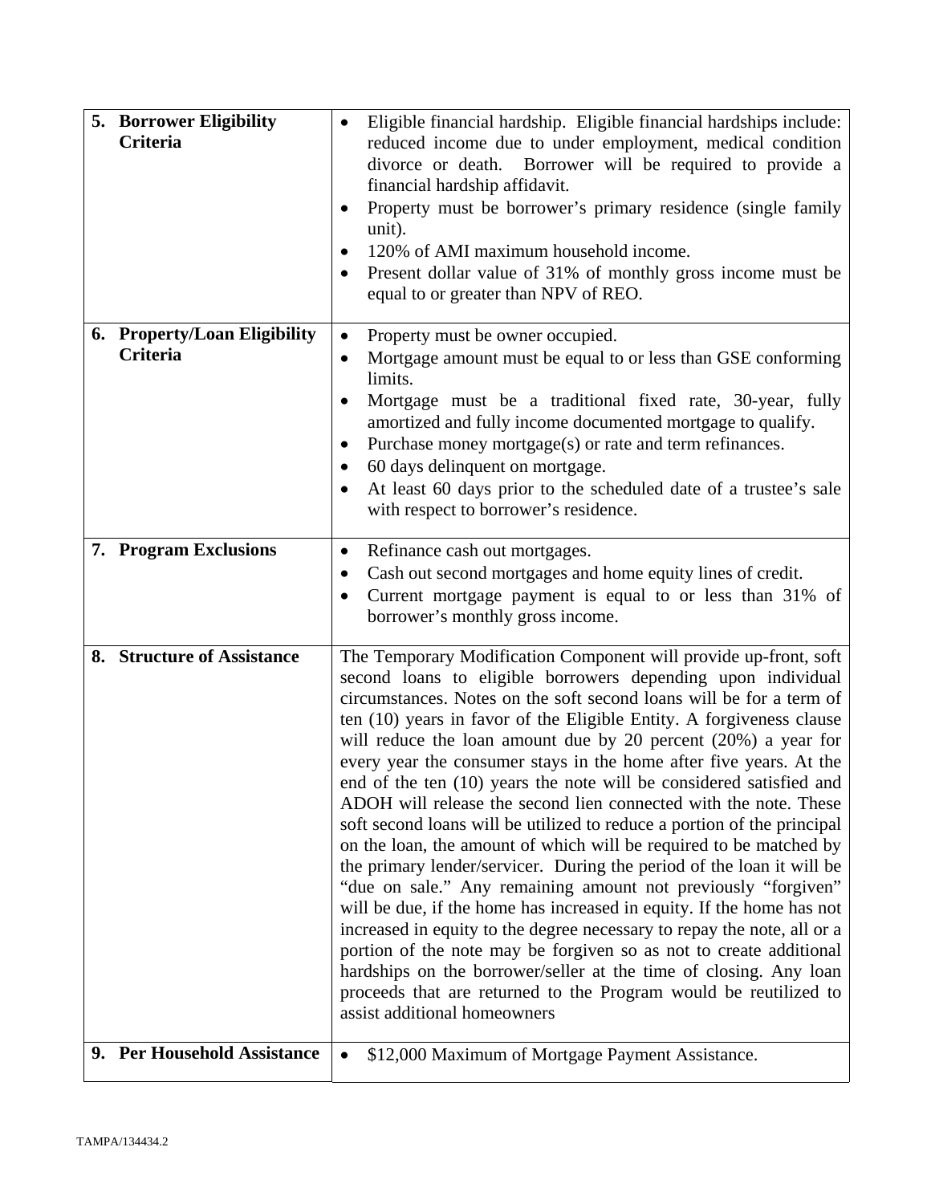| | |
|---|---|
| **5. Borrower Eligibility Criteria** | • Eligible financial hardship. Eligible financial hardships include: reduced income due to under employment, medical condition divorce or death. Borrower will be required to provide a financial hardship affidavit.<br>• Property must be borrower's primary residence (single family unit).<br>• 120% of AMI maximum household income.<br>• Present dollar value of 31% of monthly gross income must be equal to or greater than NPV of REO. |
| **6. Property/Loan Eligibility Criteria** | • Property must be owner occupied.<br>• Mortgage amount must be equal to or less than GSE conforming limits.<br>• Mortgage must be a traditional fixed rate, 30-year, fully amortized and fully income documented mortgage to qualify.<br>• Purchase money mortgage(s) or rate and term refinances.<br>• 60 days delinquent on mortgage.<br>• At least 60 days prior to the scheduled date of a trustee's sale with respect to borrower's residence. |
| **7. Program Exclusions** | • Refinance cash out mortgages.<br>• Cash out second mortgages and home equity lines of credit.<br>• Current mortgage payment is equal to or less than 31% of borrower's monthly gross income. |
| **8. Structure of Assistance** | The Temporary Modification Component will provide up-front, soft second loans to eligible borrowers depending upon individual circumstances. Notes on the soft second loans will be for a term of ten (10) years in favor of the Eligible Entity. A forgiveness clause will reduce the loan amount due by 20 percent (20%) a year for every year the consumer stays in the home after five years. At the end of the ten (10) years the note will be considered satisfied and ADOH will release the second lien connected with the note. These soft second loans will be utilized to reduce a portion of the principal on the loan, the amount of which will be required to be matched by the primary lender/servicer. During the period of the loan it will be "due on sale." Any remaining amount not previously "forgiven" will be due, if the home has increased in equity. If the home has not increased in equity to the degree necessary to repay the note, all or a portion of the note may be forgiven so as not to create additional hardships on the borrower/seller at the time of closing. Any loan proceeds that are returned to the Program would be reutilized to assist additional homeowners |
| **9. Per Household Assistance** | • $12,000 Maximum of Mortgage Payment Assistance. |

TAMPA/134434.2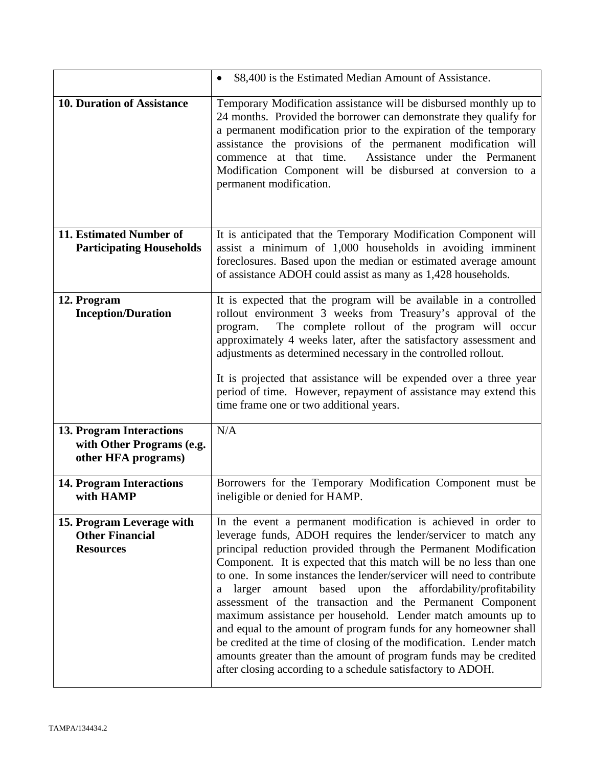| | |
|---|---|
| | • $8,400 is the Estimated Median Amount of Assistance. |
| **10. Duration of Assistance** | Temporary Modification assistance will be disbursed monthly up to 24 months. Provided the borrower can demonstrate they qualify for a permanent modification prior to the expiration of the temporary assistance the provisions of the permanent modification will commence at that time. Assistance under the Permanent Modification Component will be disbursed at conversion to a permanent modification. |
| **11. Estimated Number of Participating Households** | It is anticipated that the Temporary Modification Component will assist a minimum of 1,000 households in avoiding imminent foreclosures. Based upon the median or estimated average amount of assistance ADOH could assist as many as 1,428 households. |
| **12. Program Inception/Duration** | It is expected that the program will be available in a controlled rollout environment 3 weeks from Treasury's approval of the program. The complete rollout of the program will occur approximately 4 weeks later, after the satisfactory assessment and adjustments as determined necessary in the controlled rollout.<br><br>It is projected that assistance will be expended over a three year period of time. However, repayment of assistance may extend this time frame one or two additional years. |
| **13. Program Interactions with Other Programs (e.g. other HFA programs)** | N/A |
| **14. Program Interactions with HAMP** | Borrowers for the Temporary Modification Component must be ineligible or denied for HAMP. |
| **15. Program Leverage with Other Financial Resources** | In the event a permanent modification is achieved in order to leverage funds, ADOH requires the lender/servicer to match any principal reduction provided through the Permanent Modification Component. It is expected that this match will be no less than one to one. In some instances the lender/servicer will need to contribute a larger amount based upon the affordability/profitability assessment of the transaction and the Permanent Component maximum assistance per household. Lender match amounts up to and equal to the amount of program funds for any homeowner shall be credited at the time of closing of the modification. Lender match amounts greater than the amount of program funds may be credited after closing according to a schedule satisfactory to ADOH. |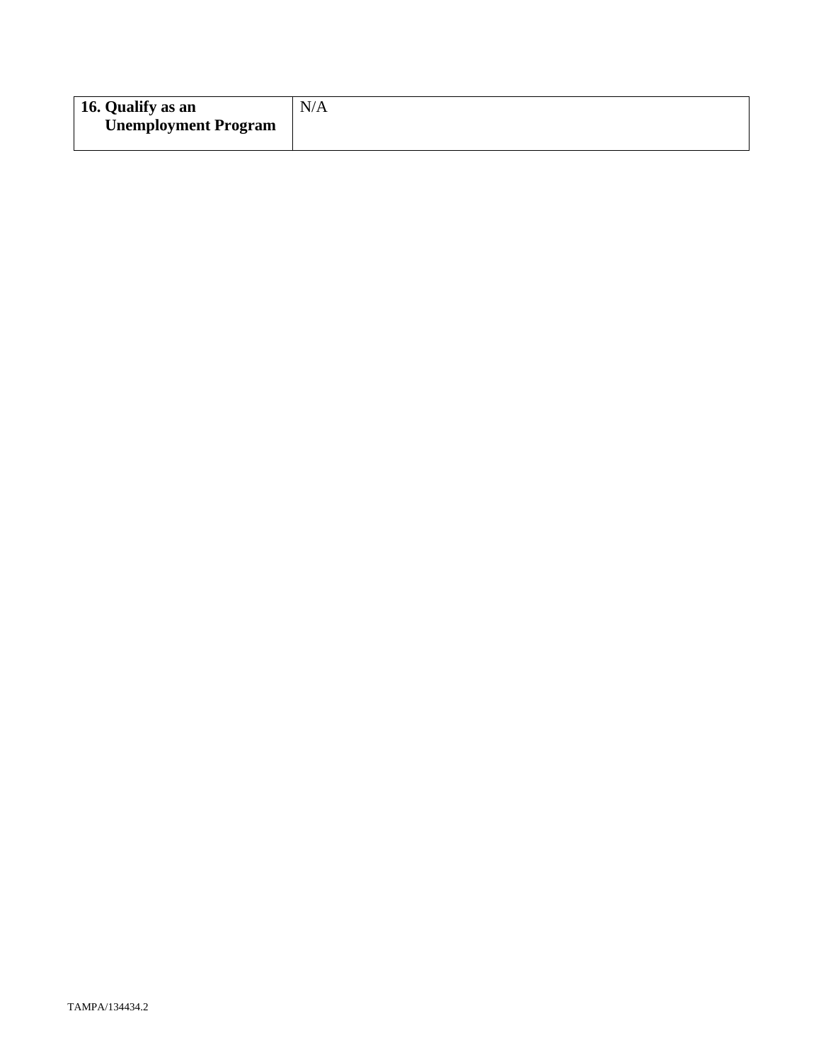| | |
|---|---|
| **16. Qualify as an Unemployment Program** | N/A |

TAMPA/134434.2